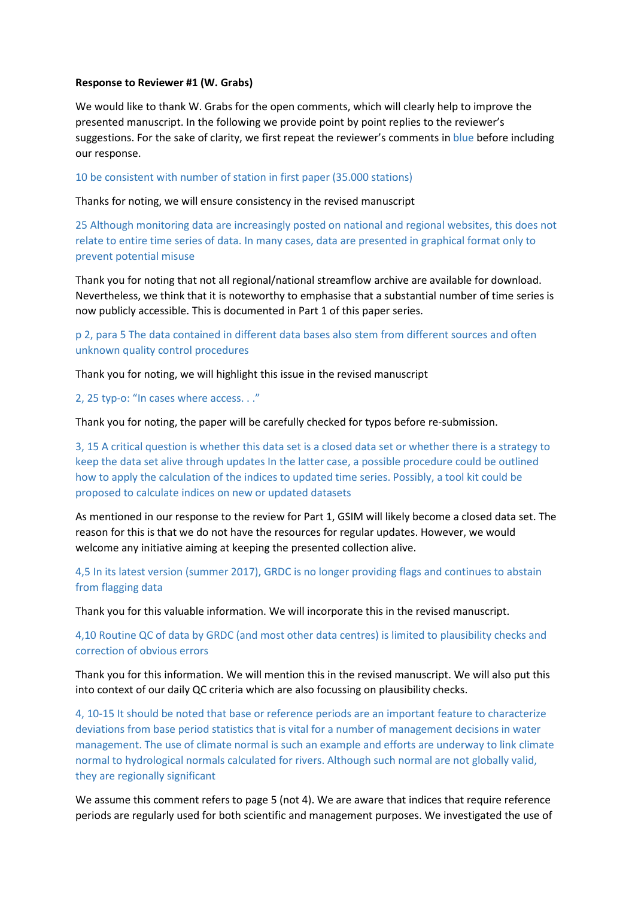**Response to Reviewer #1 (W. Grabs)**

We would like to thank W. Grabs for the open comments, which will clearly help to improve the presented manuscript. In the following we provide point by point replies to the reviewer's suggestions. For the sake of clarity, we first repeat the reviewer's comments in blue before including our response.

10 be consistent with number of station in first paper (35.000 stations)

Thanks for noting, we will ensure consistency in the revised manuscript

25 Although monitoring data are increasingly posted on national and regional websites, this does not relate to entire time series of data. In many cases, data are presented in graphical format only to prevent potential misuse

Thank you for noting that not all regional/national streamflow archive are available for download. Nevertheless, we think that it is noteworthy to emphasise that a substantial number of time series is now publicly accessible. This is documented in Part 1 of this paper series.

p 2, para 5 The data contained in different data bases also stem from different sources and often unknown quality control procedures

Thank you for noting, we will highlight this issue in the revised manuscript

2, 25 typ-o: "In cases where access. . ."

Thank you for noting, the paper will be carefully checked for typos before re-submission.

3, 15 A critical question is whether this data set is a closed data set or whether there is a strategy to keep the data set alive through updates In the latter case, a possible procedure could be outlined how to apply the calculation of the indices to updated time series. Possibly, a tool kit could be proposed to calculate indices on new or updated datasets

As mentioned in our response to the review for Part 1, GSIM will likely become a closed data set. The reason for this is that we do not have the resources for regular updates. However, we would welcome any initiative aiming at keeping the presented collection alive.

4,5 In its latest version (summer 2017), GRDC is no longer providing flags and continues to abstain from flagging data

Thank you for this valuable information. We will incorporate this in the revised manuscript.

4,10 Routine QC of data by GRDC (and most other data centres) is limited to plausibility checks and correction of obvious errors

Thank you for this information. We will mention this in the revised manuscript. We will also put this into context of our daily QC criteria which are also focussing on plausibility checks.

4, 10-15 It should be noted that base or reference periods are an important feature to characterize deviations from base period statistics that is vital for a number of management decisions in water management. The use of climate normal is such an example and efforts are underway to link climate normal to hydrological normals calculated for rivers. Although such normal are not globally valid, they are regionally significant

We assume this comment refers to page 5 (not 4). We are aware that indices that require reference periods are regularly used for both scientific and management purposes. We investigated the use of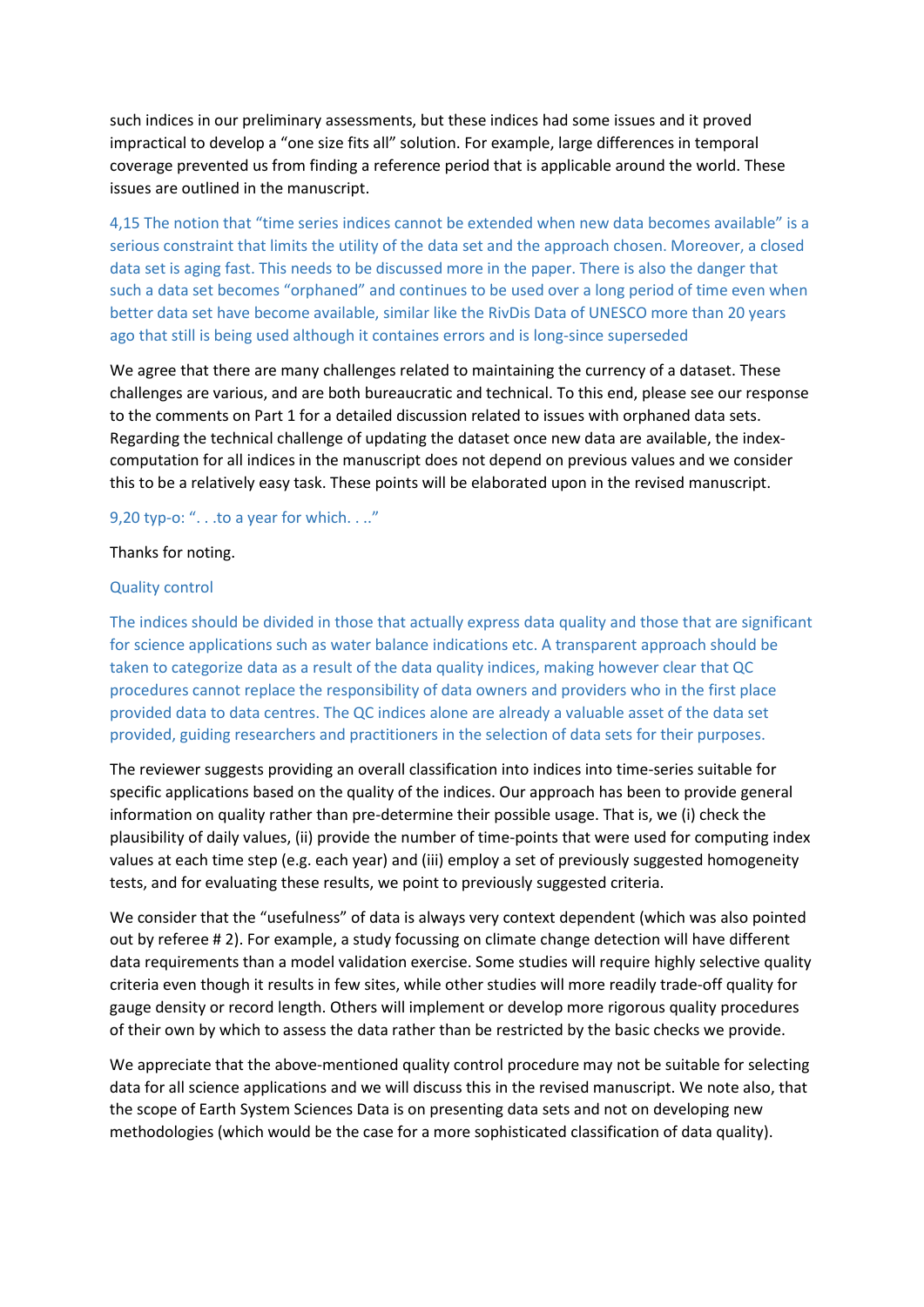such indices in our preliminary assessments, but these indices had some issues and it proved impractical to develop a "one size fits all" solution. For example, large differences in temporal coverage prevented us from finding a reference period that is applicable around the world. These issues are outlined in the manuscript.

4,15 The notion that "time series indices cannot be extended when new data becomes available" is a serious constraint that limits the utility of the data set and the approach chosen. Moreover, a closed data set is aging fast. This needs to be discussed more in the paper. There is also the danger that such a data set becomes "orphaned" and continues to be used over a long period of time even when better data set have become available, similar like the RivDis Data of UNESCO more than 20 years ago that still is being used although it containes errors and is long-since superseded

We agree that there are many challenges related to maintaining the currency of a dataset. These challenges are various, and are both bureaucratic and technical. To this end, please see our response to the comments on Part 1 for a detailed discussion related to issues with orphaned data sets. Regarding the technical challenge of updating the dataset once new data are available, the index-computation for all indices in the manuscript does not depend on previous values and we consider this to be a relatively easy task. These points will be elaborated upon in the revised manuscript.

9,20 typ-o: ". . .to a year for which. . .."

Thanks for noting.

Quality control

The indices should be divided in those that actually express data quality and those that are significant for science applications such as water balance indications etc. A transparent approach should be taken to categorize data as a result of the data quality indices, making however clear that QC procedures cannot replace the responsibility of data owners and providers who in the first place provided data to data centres. The QC indices alone are already a valuable asset of the data set provided, guiding researchers and practitioners in the selection of data sets for their purposes.

The reviewer suggests providing an overall classification into indices into time-series suitable for specific applications based on the quality of the indices. Our approach has been to provide general information on quality rather than pre-determine their possible usage. That is, we (i) check the plausibility of daily values, (ii) provide the number of time-points that were used for computing index values at each time step (e.g. each year) and (iii) employ a set of previously suggested homogeneity tests, and for evaluating these results, we point to previously suggested criteria.

We consider that the "usefulness" of data is always very context dependent (which was also pointed out by referee # 2). For example, a study focussing on climate change detection will have different data requirements than a model validation exercise. Some studies will require highly selective quality criteria even though it results in few sites, while other studies will more readily trade-off quality for gauge density or record length. Others will implement or develop more rigorous quality procedures of their own by which to assess the data rather than be restricted by the basic checks we provide.

We appreciate that the above-mentioned quality control procedure may not be suitable for selecting data for all science applications and we will discuss this in the revised manuscript. We note also, that the scope of Earth System Sciences Data is on presenting data sets and not on developing new methodologies (which would be the case for a more sophisticated classification of data quality).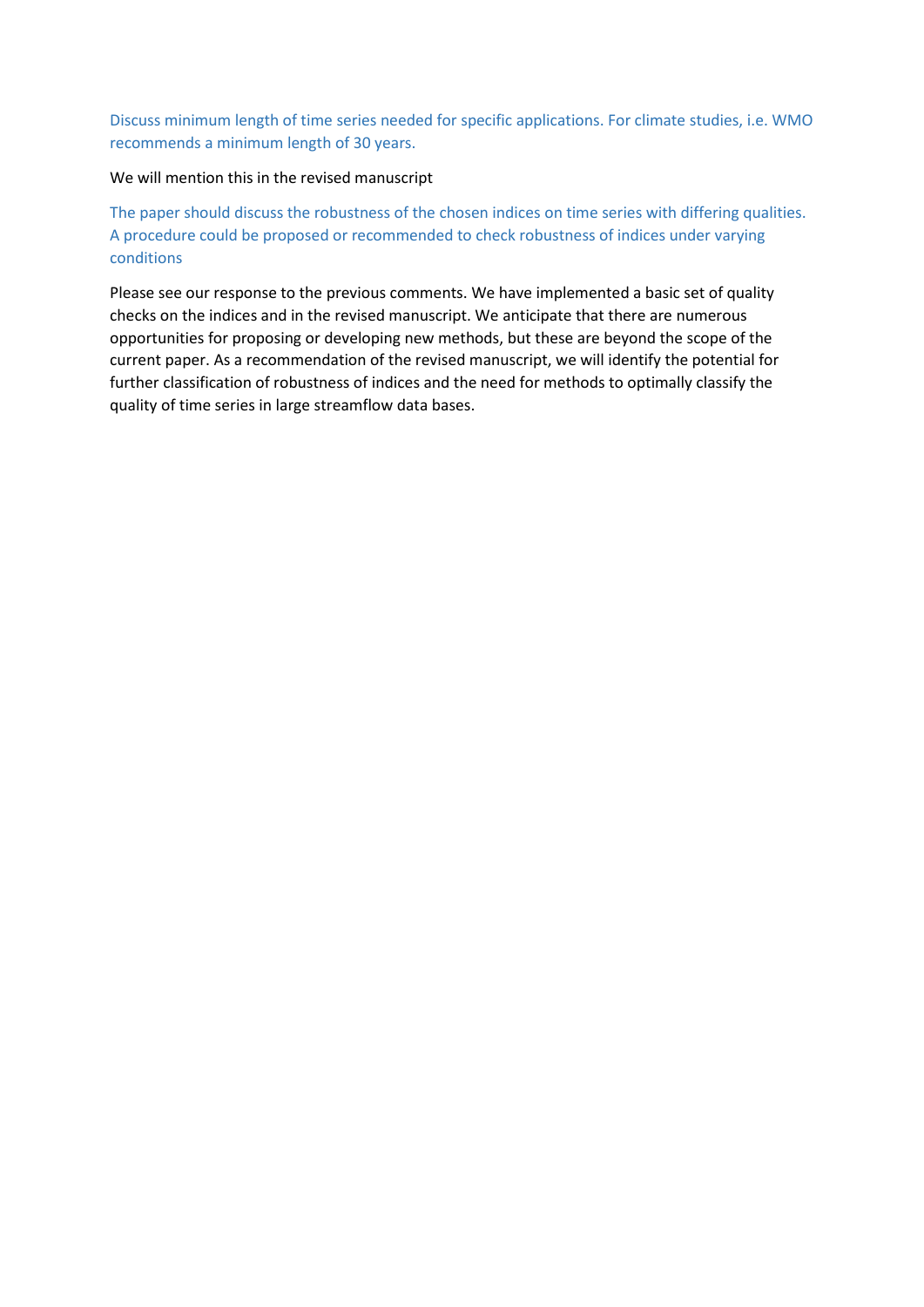Discuss minimum length of time series needed for specific applications. For climate studies, i.e. WMO recommends a minimum length of 30 years.

We will mention this in the revised manuscript

The paper should discuss the robustness of the chosen indices on time series with differing qualities. A procedure could be proposed or recommended to check robustness of indices under varying conditions

Please see our response to the previous comments. We have implemented a basic set of quality checks on the indices and in the revised manuscript. We anticipate that there are numerous opportunities for proposing or developing new methods, but these are beyond the scope of the current paper. As a recommendation of the revised manuscript, we will identify the potential for further classification of robustness of indices and the need for methods to optimally classify the quality of time series in large streamflow data bases.